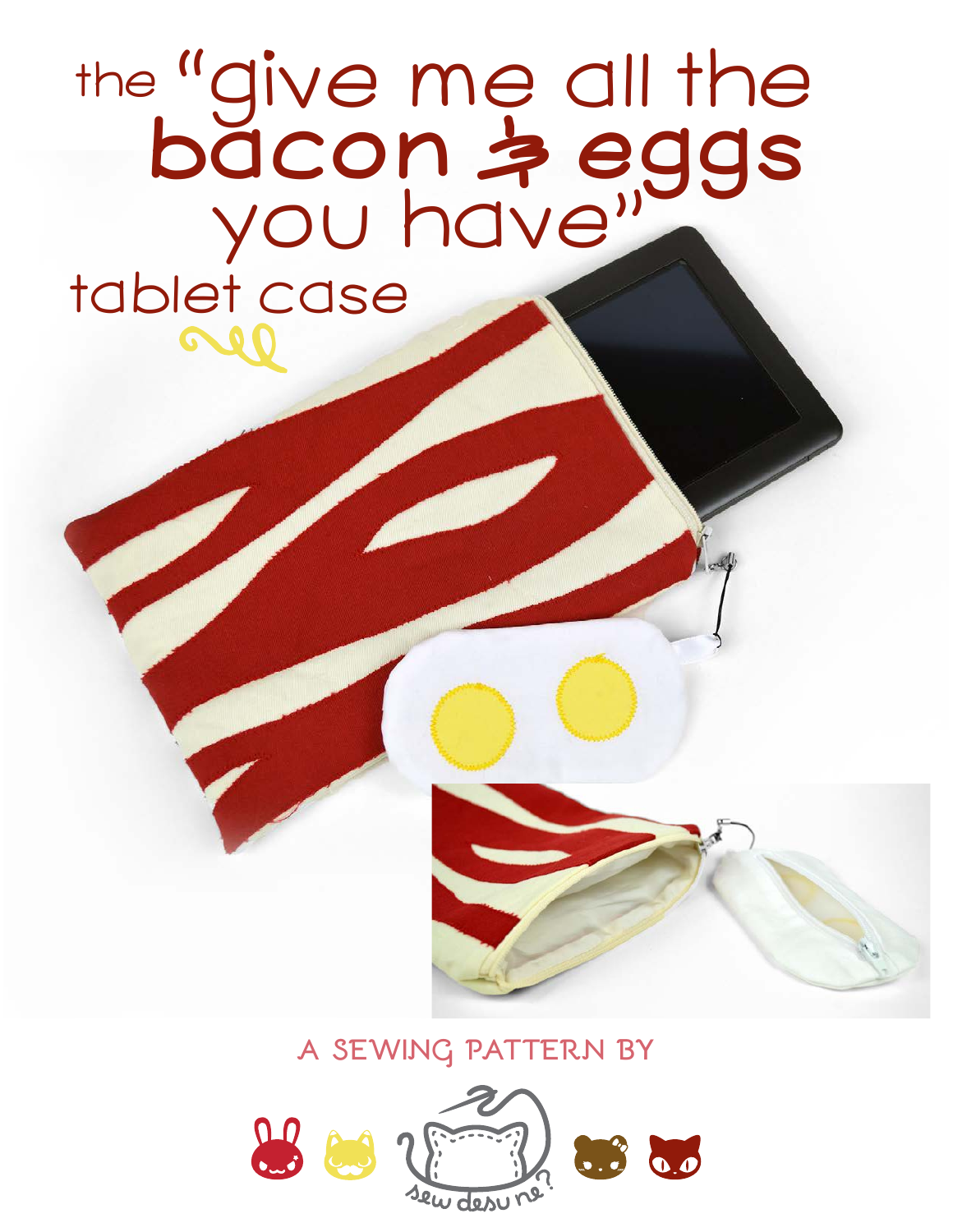# the "give me all the bacon & eggs you have" tablet case

A SEWING PATTERN BY

sew desu ne?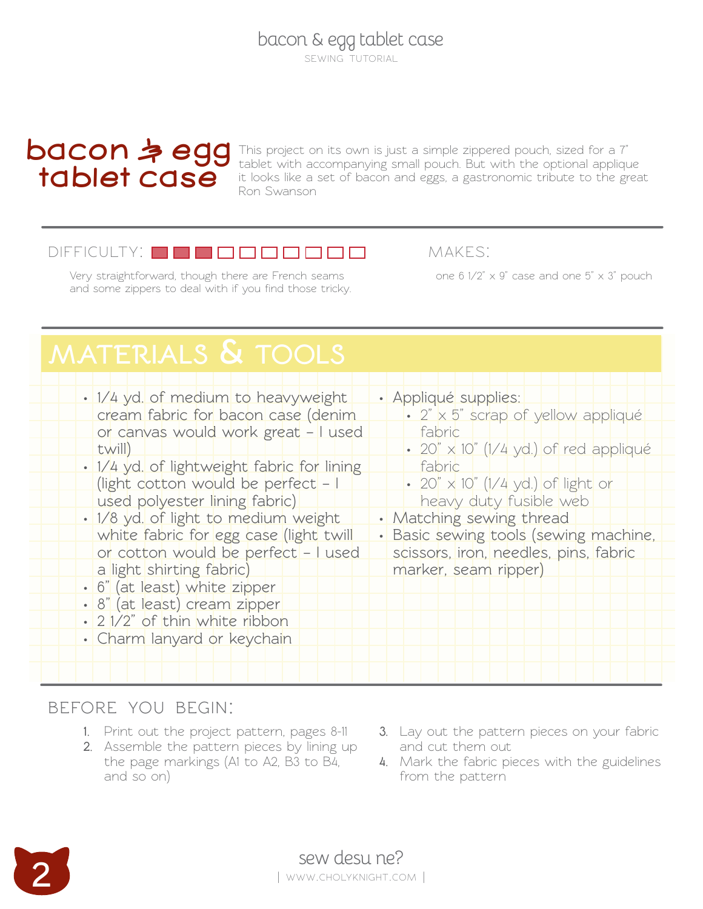# bacon & egg tablet case

This project on its own is just a simple zippered pouch, sized for a 7" tablet with accompanying small pouch. But with the optional applique it looks like a set of bacon and eggs, a gastronomic tribute to the great Ron Swanson

DIFFICULTY: ■■■□□□□□□□

Very straightforward, though there are French seams and some zippers to deal with if you find those tricky.

MAKES:

one 6 1/2" x 9" case and one 5" x 3" pouch

## MATERIALS & TOOLS

- 1/4 yd. of medium to heavyweight cream fabric for bacon case (denim or canvas would work great – I used twill)
- 1/4 yd. of lightweight fabric for lining (light cotton would be perfect – I used polyester lining fabric)
- 1/8 yd. of light to medium weight white fabric for egg case (light twill or cotton would be perfect – I used a light shirting fabric)
- 6" (at least) white zipper
- 8" (at least) cream zipper
- 2 1/2" of thin white ribbon
- Charm lanyard or keychain
- Appliqué supplies:
  - 2" x 5" scrap of yellow appliqué fabric
  - 20" x 10" (1/4 yd.) of red appliqué fabric
  - 20" x 10" (1/4 yd.) of light or heavy duty fusible web
- Matching sewing thread
- Basic sewing tools (sewing machine, scissors, iron, needles, pins, fabric marker, seam ripper)

## BEFORE YOU BEGIN:

1. Print out the project pattern, pages 8-11
2. Assemble the pattern pieces by lining up the page markings (A1 to A2, B3 to B4, and so on)
3. Lay out the pattern pieces on your fabric and cut them out
4. Mark the fabric pieces with the guidelines from the pattern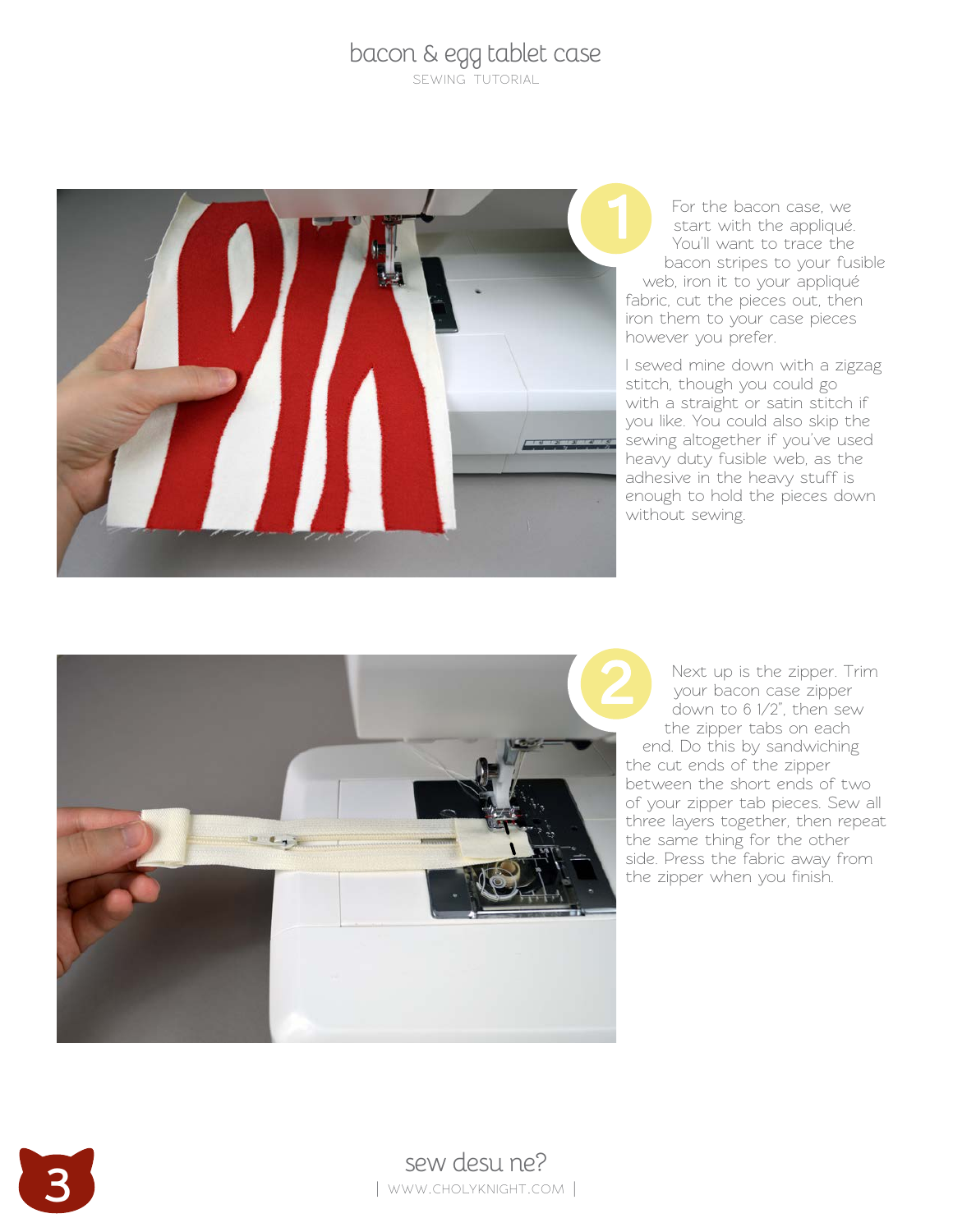**1**

For the bacon case, we start with the appliqué. You'll want to trace the bacon stripes to your fusible web, iron it to your appliqué fabric, cut the pieces out, then iron them to your case pieces however you prefer.

I sewed mine down with a zigzag stitch, though you could go with a straight or satin stitch if you like. You could also skip the sewing altogether if you've used heavy duty fusible web, as the adhesive in the heavy stuff is enough to hold the pieces down without sewing.

**2**

Next up is the zipper. Trim your bacon case zipper down to 6 1/2", then sew the zipper tabs on each end. Do this by sandwiching the cut ends of the zipper between the short ends of two of your zipper tab pieces. Sew all three layers together, then repeat the same thing for the other side. Press the fabric away from the zipper when you finish.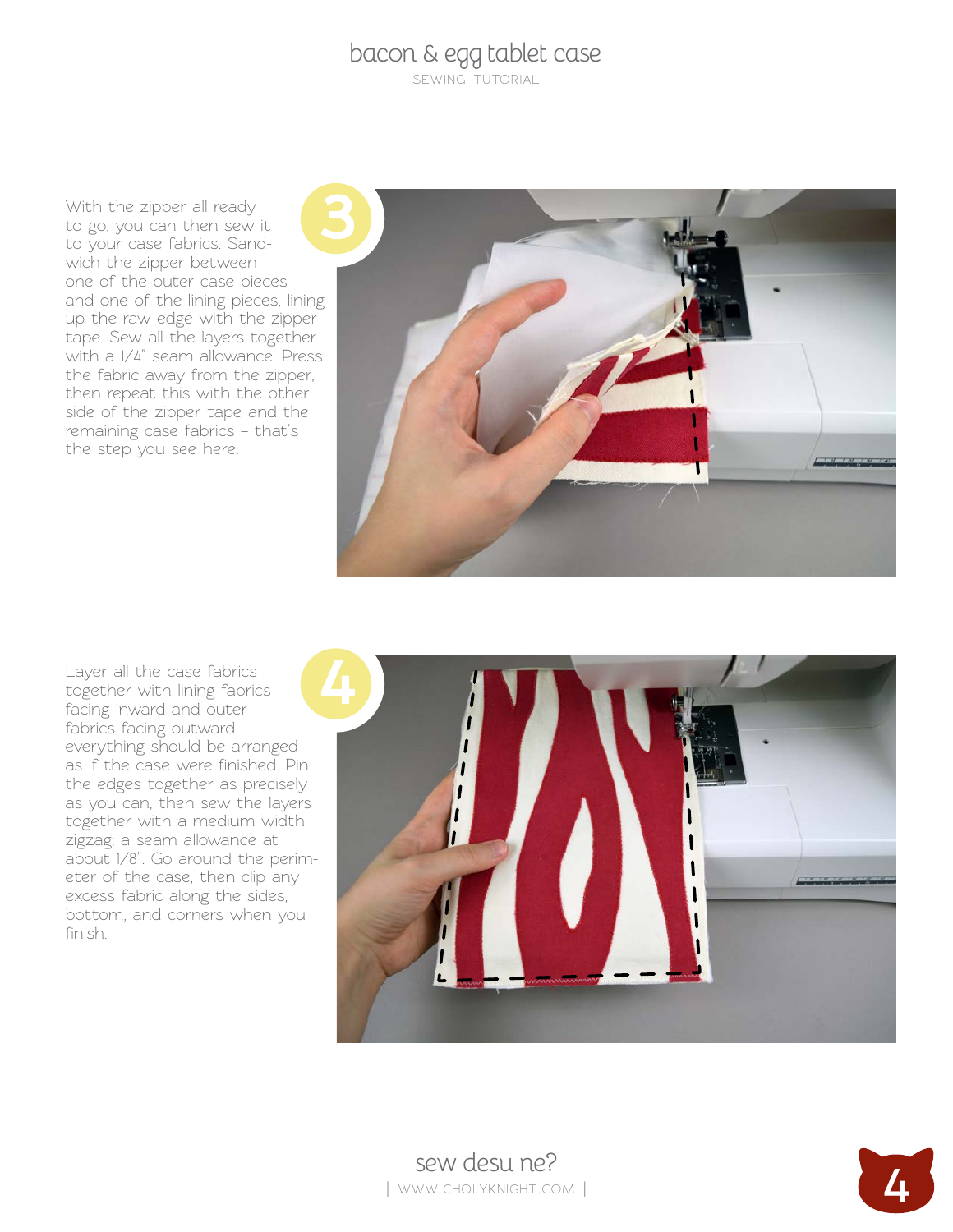**3**

With the zipper all ready to go, you can then sew it to your case fabrics. Sandwich the zipper between one of the outer case pieces and one of the lining pieces, lining up the raw edge with the zipper tape. Sew all the layers together with a 1/4" seam allowance. Press the fabric away from the zipper, then repeat this with the other side of the zipper tape and the remaining case fabrics – that's the step you see here.

**4**

Layer all the case fabrics together with lining fabrics facing inward and outer fabrics facing outward – everything should be arranged as if the case were finished. Pin the edges together as precisely as you can, then sew the layers together with a medium width zigzag; a seam allowance at about 1/8". Go around the perimeter of the case, then clip any excess fabric along the sides, bottom, and corners when you finish.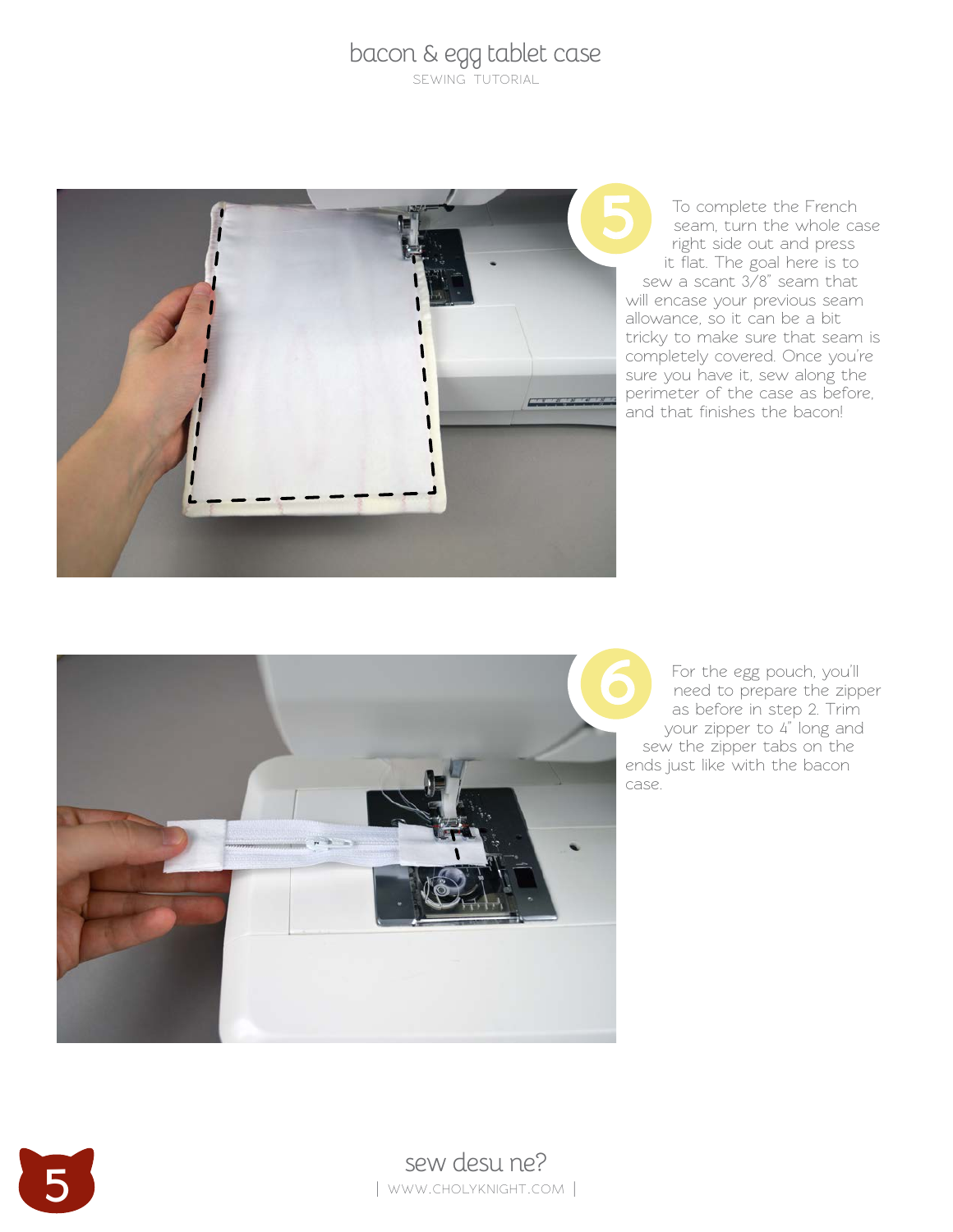**5** To complete the French seam, turn the whole case right side out and press it flat. The goal here is to sew a scant 3/8" seam that will encase your previous seam allowance, so it can be a bit tricky to make sure that seam is completely covered. Once you're sure you have it, sew along the perimeter of the case as before, and that finishes the bacon!

**6** For the egg pouch, you'll need to prepare the zipper as before in step 2. Trim your zipper to 4" long and sew the zipper tabs on the ends just like with the bacon case.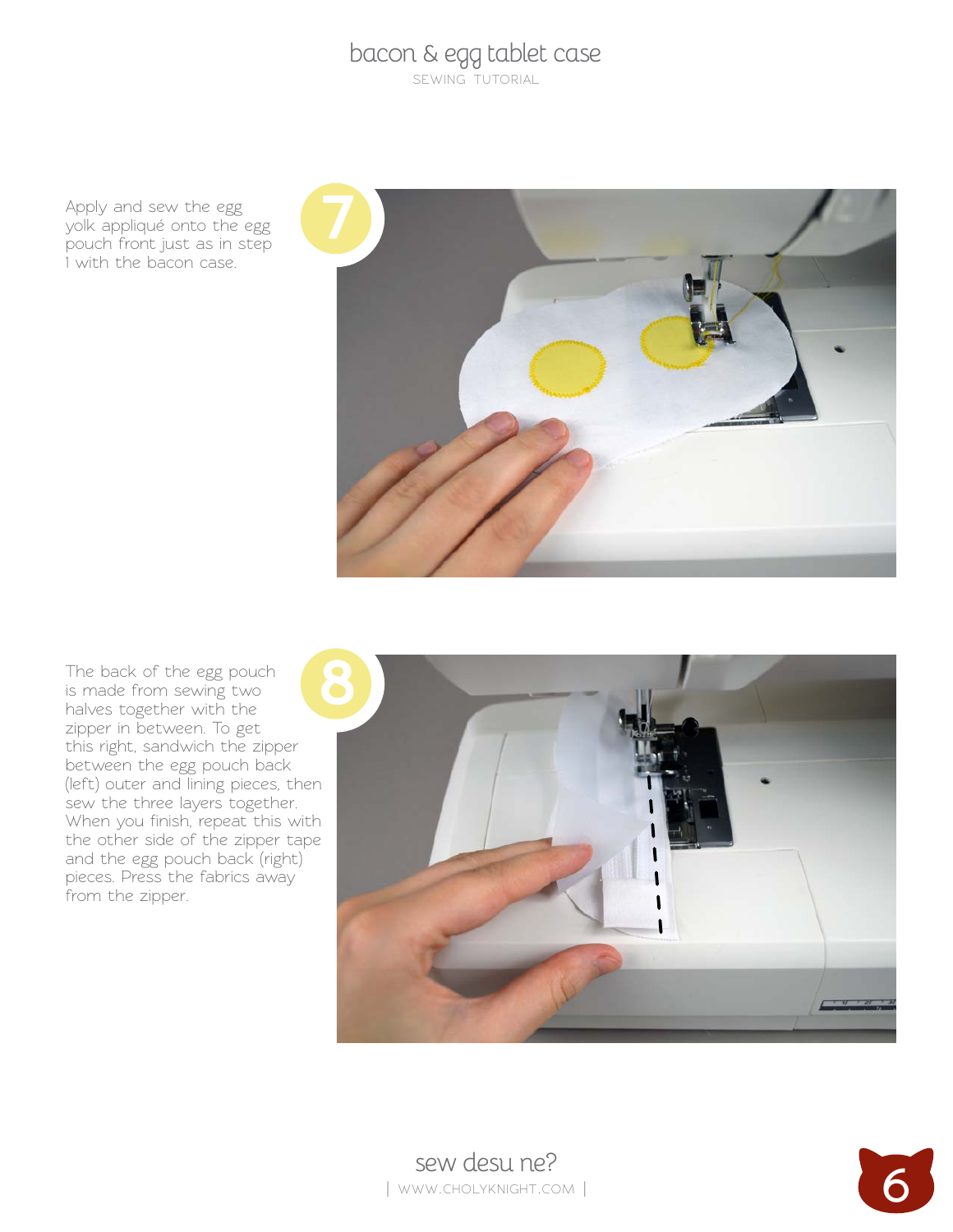**7**

Apply and sew the egg yolk appliqué onto the egg pouch front just as in step 1 with the bacon case.

**8**

The back of the egg pouch is made from sewing two halves together with the zipper in between. To get this right, sandwich the zipper between the egg pouch back (left) outer and lining pieces, then sew the three layers together. When you finish, repeat this with the other side of the zipper tape and the egg pouch back (right) pieces. Press the fabrics away from the zipper.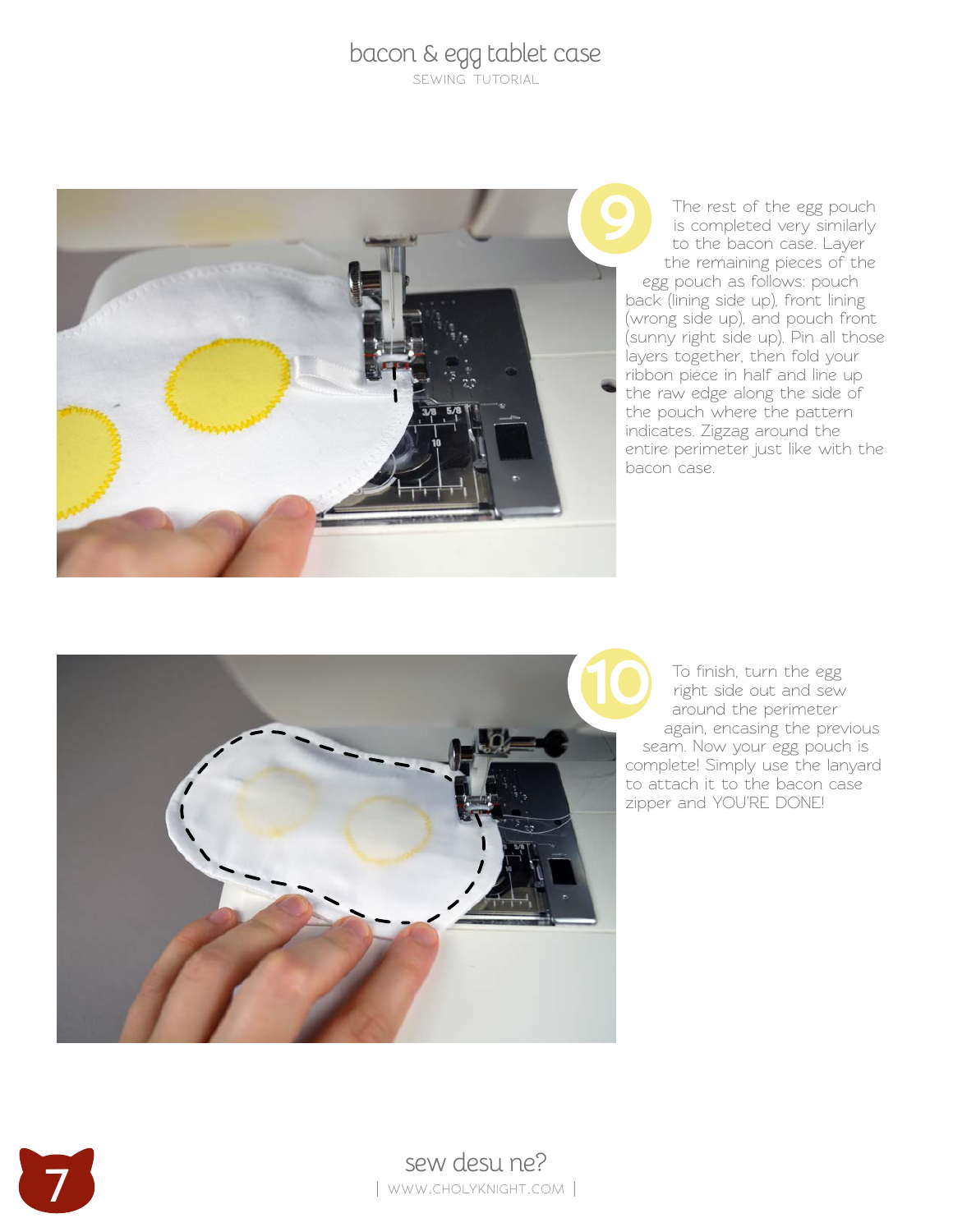**9** The rest of the egg pouch is completed very similarly to the bacon case. Layer the remaining pieces of the egg pouch as follows: pouch back (lining side up), front lining (wrong side up), and pouch front (sunny right side up). Pin all those layers together, then fold your ribbon piece in half and line up the raw edge along the side of the pouch where the pattern indicates. Zigzag around the entire perimeter just like with the bacon case.

**10** To finish, turn the egg right side out and sew around the perimeter again, encasing the previous seam. Now your egg pouch is complete! Simply use the lanyard to attach it to the bacon case zipper and YOU'RE DONE!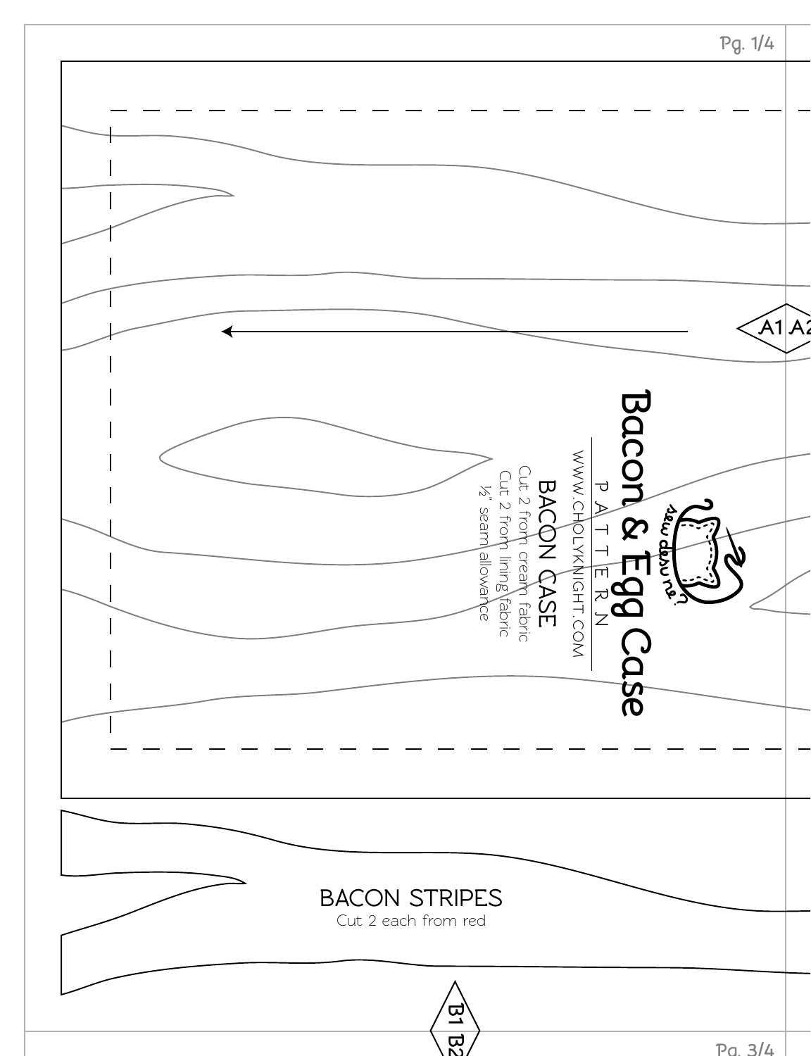A1 A2

# Bacon & Egg Case

PATTERN

WWW.CHOLYKNIGHT.COM

## BACON CASE

Cut 2 from cream fabric
Cut 2 from lining fabric
½" seam allowance

## BACON STRIPES

Cut 2 each from red

B1 B2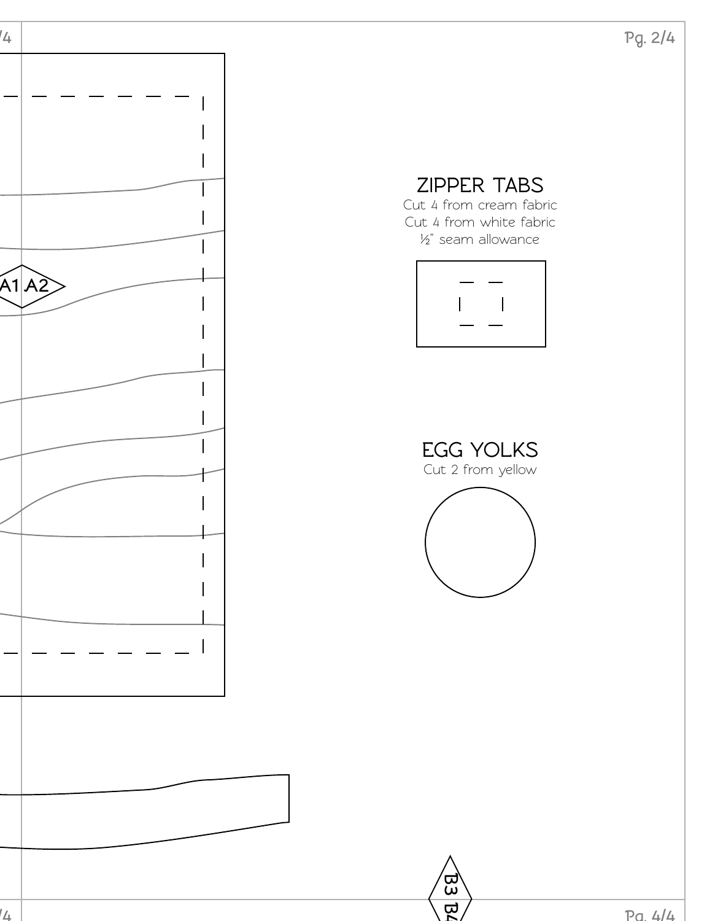A1 A2

## ZIPPER TABS

Cut 4 from cream fabric
Cut 4 from white fabric
½" seam allowance

## EGG YOLKS

Cut 2 from yellow

B3 B4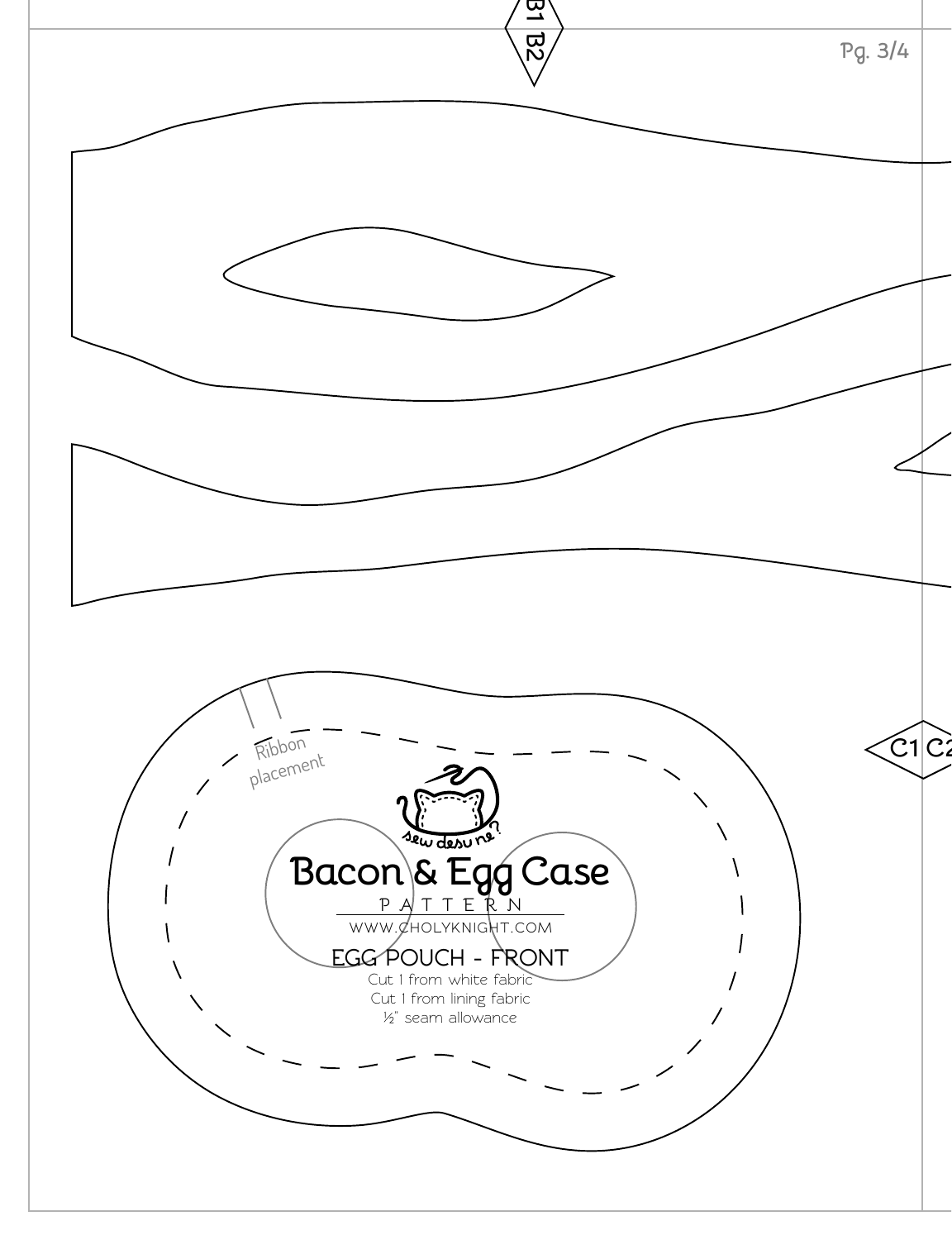B1 B2

Ribbon placement

C1 C2

sew desu ne?

# Bacon & Egg Case

PATTERN

WWW.CHOLYKNIGHT.COM

EGG POUCH - FRONT

Cut 1 from white fabric
Cut 1 from lining fabric
½" seam allowance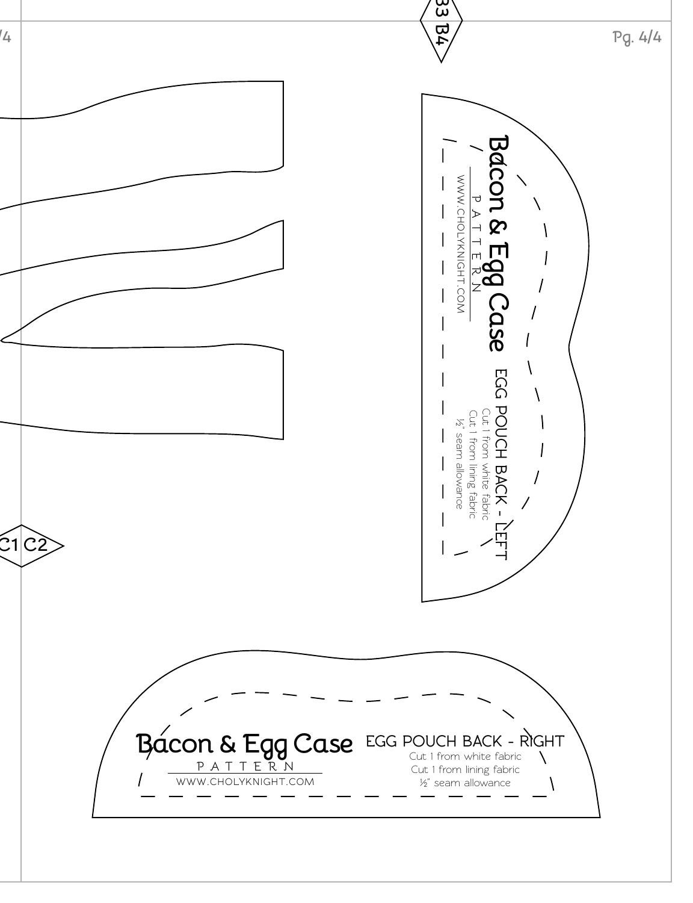B3 B4

C1 C2

Bacon & Egg Case

PATTERN

WWW.CHOLYKNIGHT.COM

EGG POUCH BACK - LEFT

Cut 1 from white fabric

Cut 1 from lining fabric

½" seam allowance

Bacon & Egg Case

PATTERN

WWW.CHOLYKNIGHT.COM

EGG POUCH BACK - RIGHT

Cut 1 from white fabric

Cut 1 from lining fabric

½" seam allowance